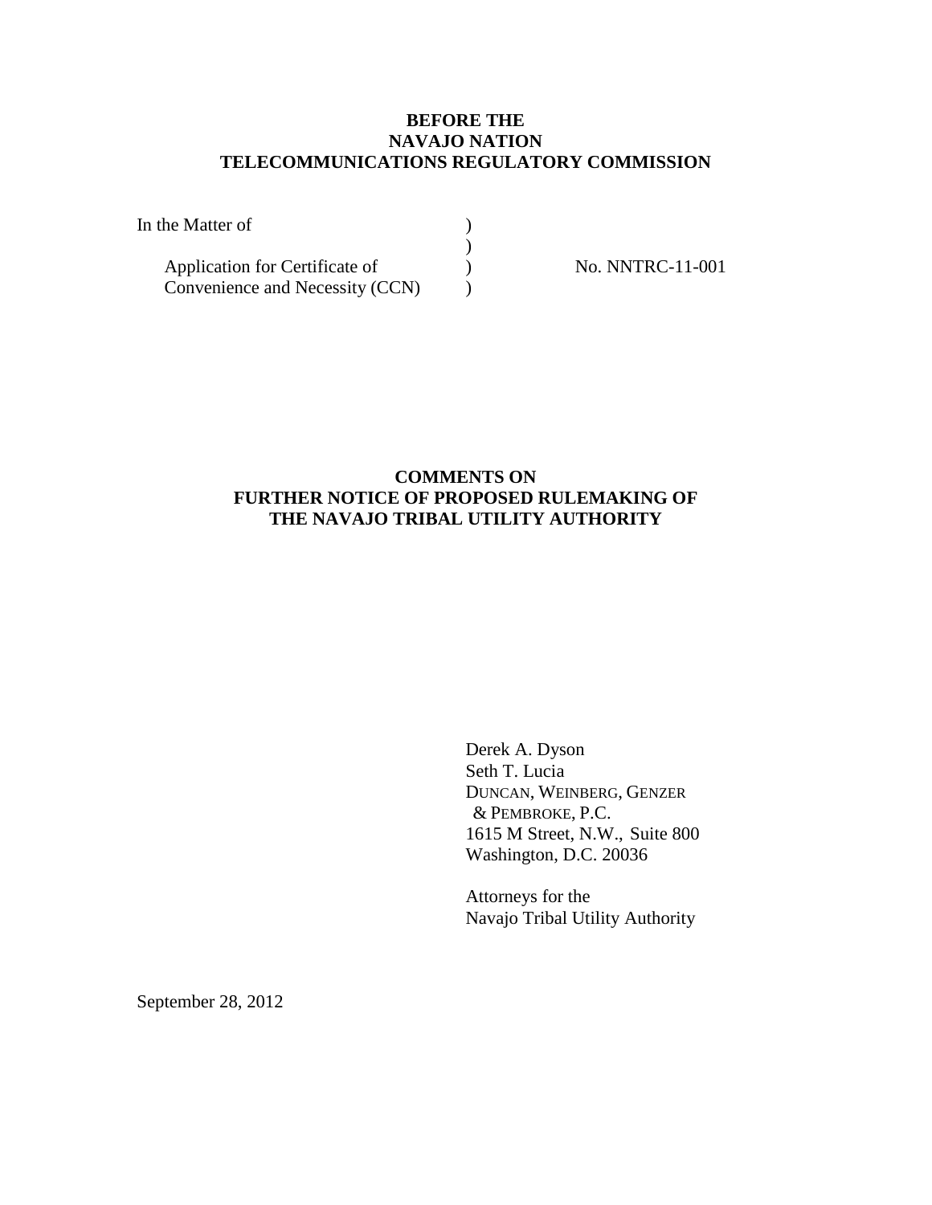**BEFORE THE**
**NAVAJO NATION**
**TELECOMMUNICATIONS REGULATORY COMMISSION**

| | | |
|---|---|---|
| In the Matter of | ) | |
| | ) | |
| Application for Certificate of | ) | No. NNTRC-11-001 |
| Convenience and Necessity (CCN) | ) | |

**COMMENTS ON**
**FURTHER NOTICE OF PROPOSED RULEMAKING OF**
**THE NAVAJO TRIBAL UTILITY AUTHORITY**

Derek A. Dyson
Seth T. Lucia
DUNCAN, WEINBERG, GENZER
& PEMBROKE, P.C.
1615 M Street, N.W., Suite 800
Washington, D.C. 20036

Attorneys for the
Navajo Tribal Utility Authority

September 28, 2012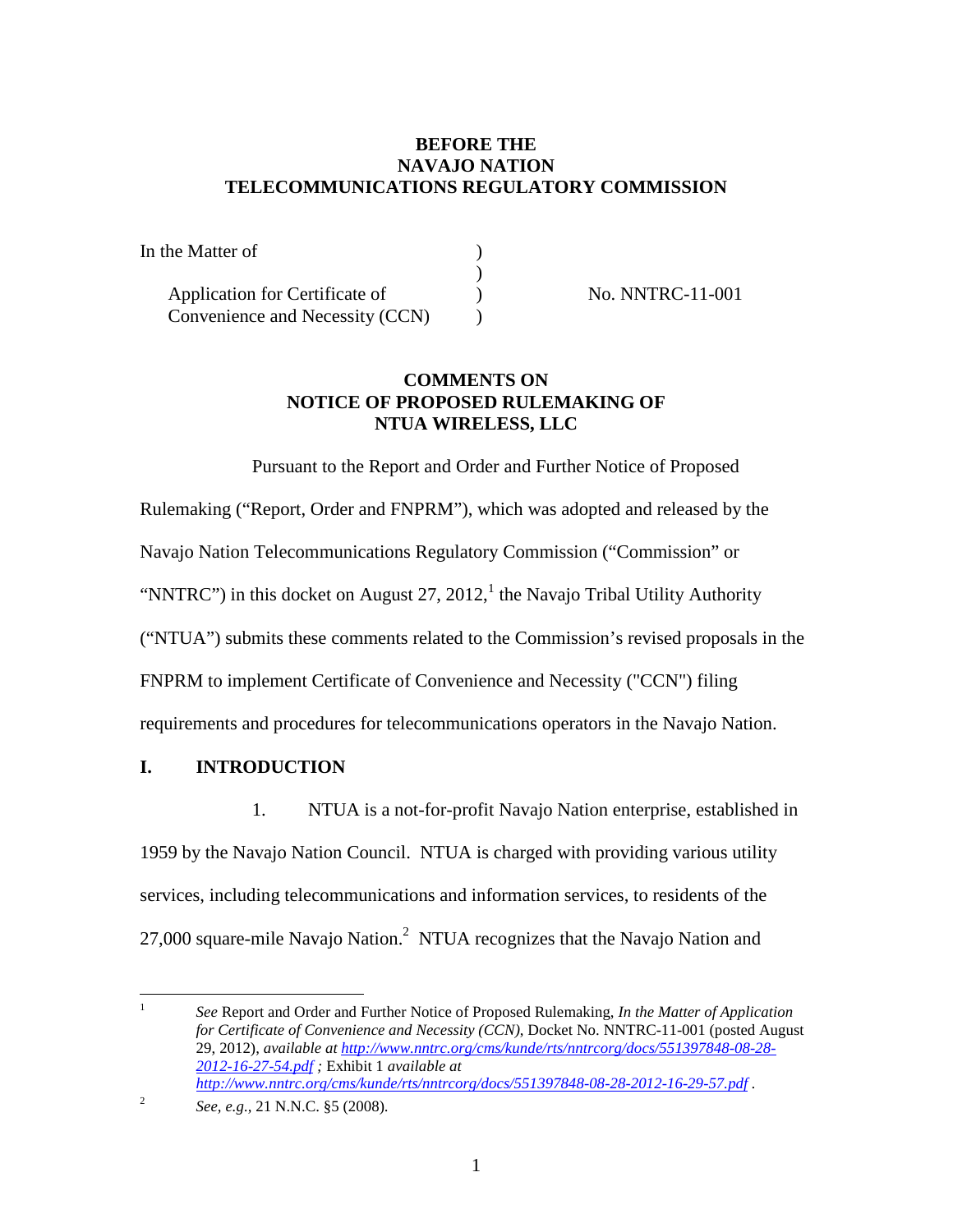**BEFORE THE**
**NAVAJO NATION**
**TELECOMMUNICATIONS REGULATORY COMMISSION**

| | | |
|---|---|---|
| In the Matter of | ) | |
| | ) | |
| Application for Certificate of | ) | No. NNTRC-11-001 |
| Convenience and Necessity (CCN) | ) | |

**COMMENTS ON**
**NOTICE OF PROPOSED RULEMAKING OF**
**NTUA WIRELESS, LLC**

Pursuant to the Report and Order and Further Notice of Proposed Rulemaking ("Report, Order and FNPRM"), which was adopted and released by the Navajo Nation Telecommunications Regulatory Commission ("Commission" or "NNTRC") in this docket on August 27, 2012,[1] the Navajo Tribal Utility Authority ("NTUA") submits these comments related to the Commission's revised proposals in the FNPRM to implement Certificate of Convenience and Necessity ("CCN") filing requirements and procedures for telecommunications operators in the Navajo Nation.

## I. INTRODUCTION

1. NTUA is a not-for-profit Navajo Nation enterprise, established in 1959 by the Navajo Nation Council. NTUA is charged with providing various utility services, including telecommunications and information services, to residents of the 27,000 square-mile Navajo Nation.[2] NTUA recognizes that the Navajo Nation and

---

[1] *See* Report and Order and Further Notice of Proposed Rulemaking, *In the Matter of Application for Certificate of Convenience and Necessity (CCN)*, Docket No. NNTRC-11-001 (posted August 29, 2012), *available at http://www.nntrc.org/cms/kunde/rts/nntrcorg/docs/551397848-08-28-2012-16-27-54.pdf* ; Exhibit 1 *available at http://www.nntrc.org/cms/kunde/rts/nntrcorg/docs/551397848-08-28-2012-16-29-57.pdf* .

[2] *See, e.g.*, 21 N.N.C. §5 (2008).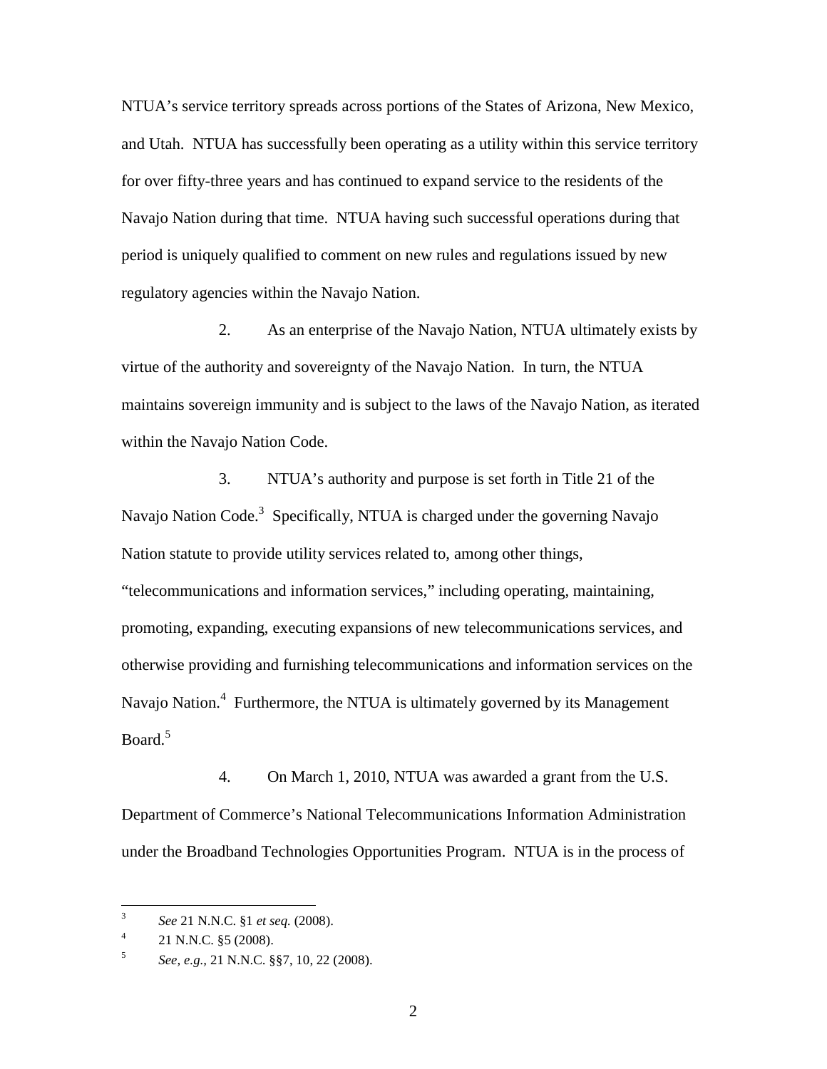NTUA's service territory spreads across portions of the States of Arizona, New Mexico, and Utah. NTUA has successfully been operating as a utility within this service territory for over fifty-three years and has continued to expand service to the residents of the Navajo Nation during that time. NTUA having such successful operations during that period is uniquely qualified to comment on new rules and regulations issued by new regulatory agencies within the Navajo Nation.

2. As an enterprise of the Navajo Nation, NTUA ultimately exists by virtue of the authority and sovereignty of the Navajo Nation. In turn, the NTUA maintains sovereign immunity and is subject to the laws of the Navajo Nation, as iterated within the Navajo Nation Code.

3. NTUA's authority and purpose is set forth in Title 21 of the Navajo Nation Code.[3] Specifically, NTUA is charged under the governing Navajo Nation statute to provide utility services related to, among other things, "telecommunications and information services," including operating, maintaining, promoting, expanding, executing expansions of new telecommunications services, and otherwise providing and furnishing telecommunications and information services on the Navajo Nation.[4] Furthermore, the NTUA is ultimately governed by its Management Board.[5]

4. On March 1, 2010, NTUA was awarded a grant from the U.S. Department of Commerce's National Telecommunications Information Administration under the Broadband Technologies Opportunities Program. NTUA is in the process of

---

[3] *See* 21 N.N.C. §1 *et seq.* (2008).

[4] 21 N.N.C. §5 (2008).

[5] *See, e.g.,* 21 N.N.C. §§7, 10, 22 (2008).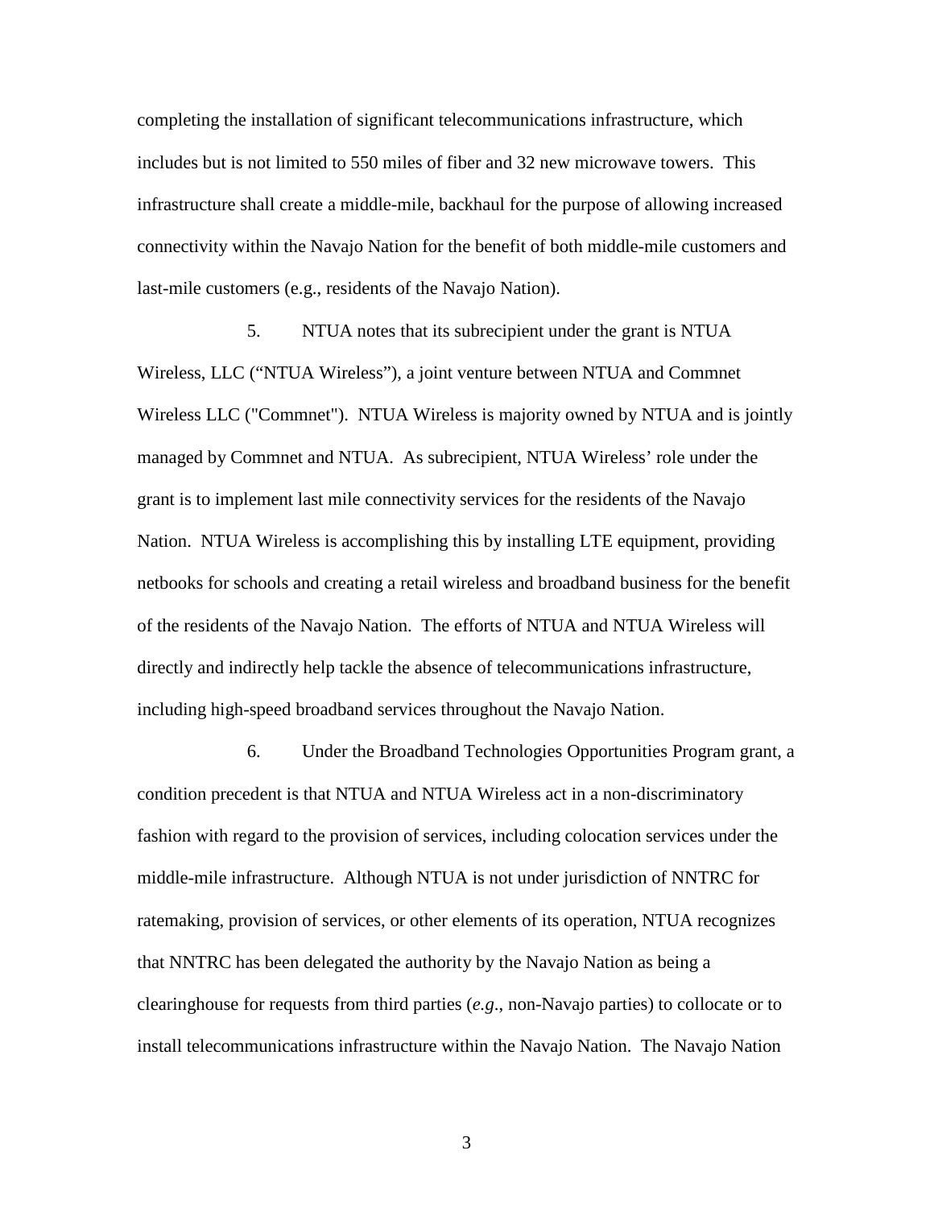completing the installation of significant telecommunications infrastructure, which includes but is not limited to 550 miles of fiber and 32 new microwave towers. This infrastructure shall create a middle-mile, backhaul for the purpose of allowing increased connectivity within the Navajo Nation for the benefit of both middle-mile customers and last-mile customers (e.g., residents of the Navajo Nation).

5. NTUA notes that its subrecipient under the grant is NTUA Wireless, LLC ("NTUA Wireless"), a joint venture between NTUA and Commnet Wireless LLC ("Commnet"). NTUA Wireless is majority owned by NTUA and is jointly managed by Commnet and NTUA. As subrecipient, NTUA Wireless' role under the grant is to implement last mile connectivity services for the residents of the Navajo Nation. NTUA Wireless is accomplishing this by installing LTE equipment, providing netbooks for schools and creating a retail wireless and broadband business for the benefit of the residents of the Navajo Nation. The efforts of NTUA and NTUA Wireless will directly and indirectly help tackle the absence of telecommunications infrastructure, including high-speed broadband services throughout the Navajo Nation.

6. Under the Broadband Technologies Opportunities Program grant, a condition precedent is that NTUA and NTUA Wireless act in a non-discriminatory fashion with regard to the provision of services, including colocation services under the middle-mile infrastructure. Although NTUA is not under jurisdiction of NNTRC for ratemaking, provision of services, or other elements of its operation, NTUA recognizes that NNTRC has been delegated the authority by the Navajo Nation as being a clearinghouse for requests from third parties (*e.g*., non-Navajo parties) to collocate or to install telecommunications infrastructure within the Navajo Nation. The Navajo Nation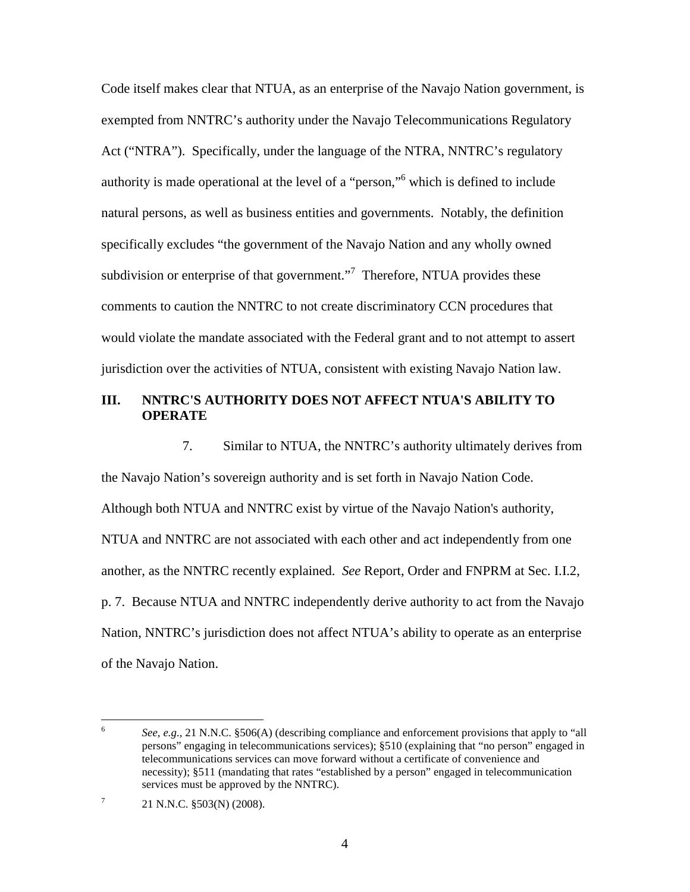Code itself makes clear that NTUA, as an enterprise of the Navajo Nation government, is exempted from NNTRC's authority under the Navajo Telecommunications Regulatory Act ("NTRA"). Specifically, under the language of the NTRA, NNTRC's regulatory authority is made operational at the level of a "person,"[6] which is defined to include natural persons, as well as business entities and governments. Notably, the definition specifically excludes "the government of the Navajo Nation and any wholly owned subdivision or enterprise of that government."[7] Therefore, NTUA provides these comments to caution the NNTRC to not create discriminatory CCN procedures that would violate the mandate associated with the Federal grant and to not attempt to assert jurisdiction over the activities of NTUA, consistent with existing Navajo Nation law.

## III. NNTRC'S AUTHORITY DOES NOT AFFECT NTUA'S ABILITY TO OPERATE

7. Similar to NTUA, the NNTRC's authority ultimately derives from the Navajo Nation's sovereign authority and is set forth in Navajo Nation Code. Although both NTUA and NNTRC exist by virtue of the Navajo Nation's authority, NTUA and NNTRC are not associated with each other and act independently from one another, as the NNTRC recently explained. *See* Report, Order and FNPRM at Sec. I.I.2, p. 7. Because NTUA and NNTRC independently derive authority to act from the Navajo Nation, NNTRC's jurisdiction does not affect NTUA's ability to operate as an enterprise of the Navajo Nation.

---

[6] *See, e.g.,* 21 N.N.C. §506(A) (describing compliance and enforcement provisions that apply to "all persons" engaging in telecommunications services); §510 (explaining that "no person" engaged in telecommunications services can move forward without a certificate of convenience and necessity); §511 (mandating that rates "established by a person" engaged in telecommunication services must be approved by the NNTRC).

[7] 21 N.N.C. §503(N) (2008).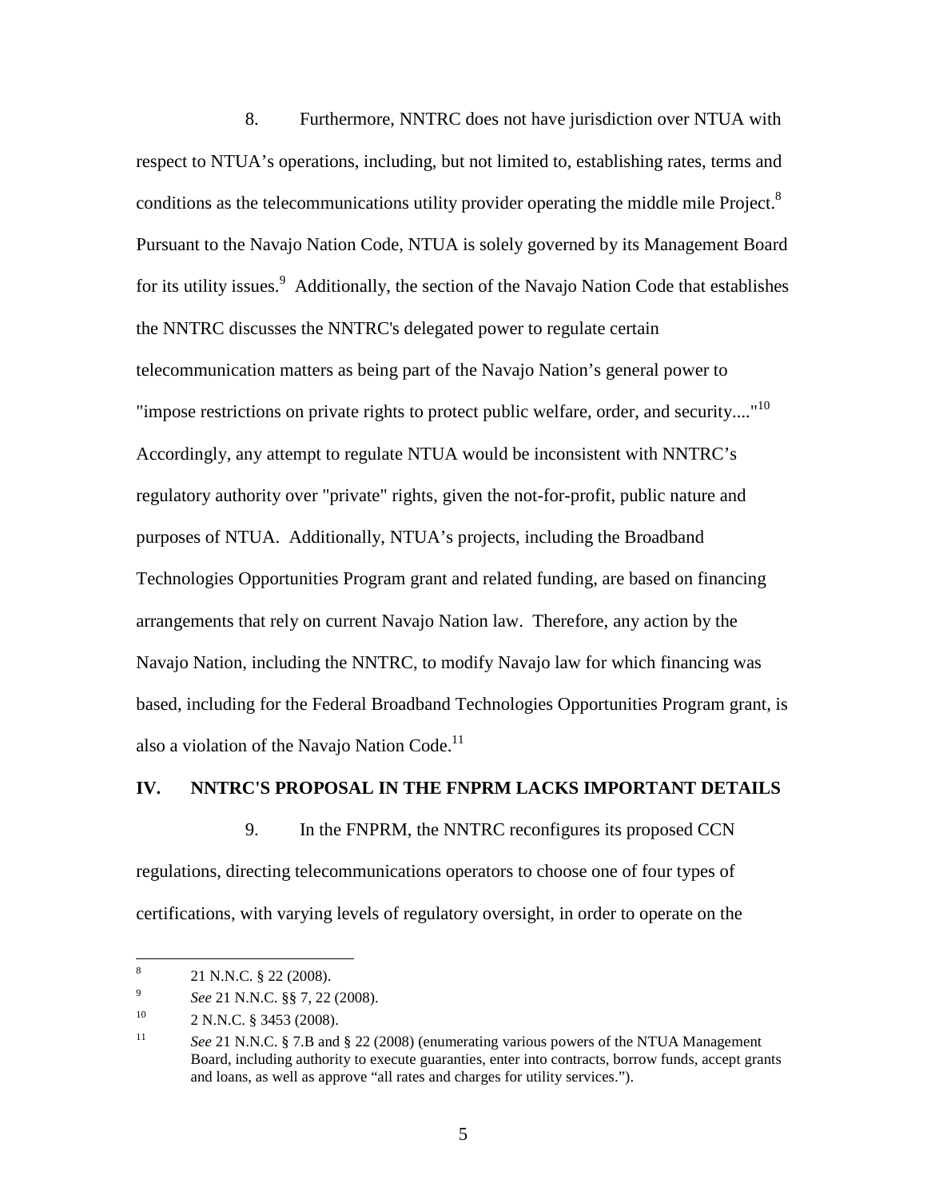8. Furthermore, NNTRC does not have jurisdiction over NTUA with respect to NTUA's operations, including, but not limited to, establishing rates, terms and conditions as the telecommunications utility provider operating the middle mile Project.[8] Pursuant to the Navajo Nation Code, NTUA is solely governed by its Management Board for its utility issues.[9] Additionally, the section of the Navajo Nation Code that establishes the NNTRC discusses the NNTRC's delegated power to regulate certain telecommunication matters as being part of the Navajo Nation's general power to "impose restrictions on private rights to protect public welfare, order, and security...."[10] Accordingly, any attempt to regulate NTUA would be inconsistent with NNTRC's regulatory authority over "private" rights, given the not-for-profit, public nature and purposes of NTUA. Additionally, NTUA's projects, including the Broadband Technologies Opportunities Program grant and related funding, are based on financing arrangements that rely on current Navajo Nation law. Therefore, any action by the Navajo Nation, including the NNTRC, to modify Navajo law for which financing was based, including for the Federal Broadband Technologies Opportunities Program grant, is also a violation of the Navajo Nation Code.[11]

## IV. NNTRC'S PROPOSAL IN THE FNPRM LACKS IMPORTANT DETAILS

9. In the FNPRM, the NNTRC reconfigures its proposed CCN regulations, directing telecommunications operators to choose one of four types of certifications, with varying levels of regulatory oversight, in order to operate on the

---

[8] 21 N.N.C. § 22 (2008).

[9] *See* 21 N.N.C. §§ 7, 22 (2008).

[10] 2 N.N.C. § 3453 (2008).

[11] *See* 21 N.N.C. § 7.B and § 22 (2008) (enumerating various powers of the NTUA Management Board, including authority to execute guaranties, enter into contracts, borrow funds, accept grants and loans, as well as approve "all rates and charges for utility services.").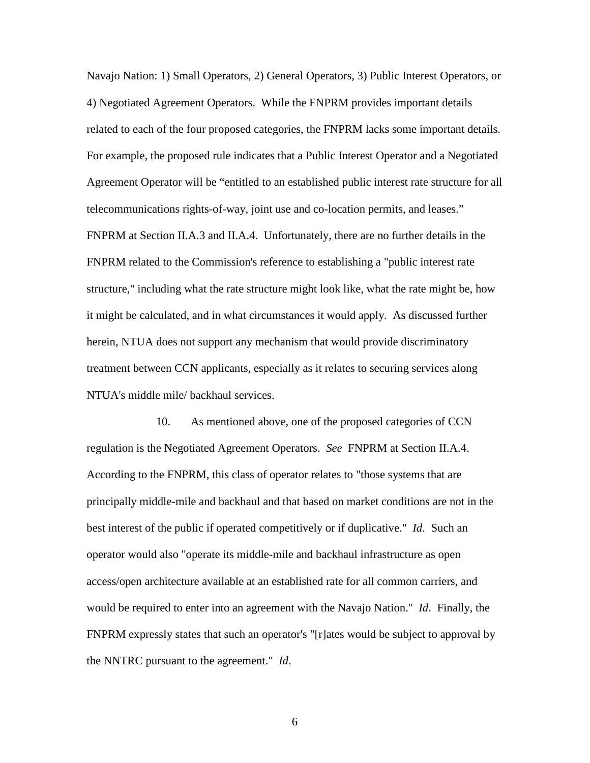Navajo Nation: 1) Small Operators, 2) General Operators, 3) Public Interest Operators, or 4) Negotiated Agreement Operators. While the FNPRM provides important details related to each of the four proposed categories, the FNPRM lacks some important details. For example, the proposed rule indicates that a Public Interest Operator and a Negotiated Agreement Operator will be "entitled to an established public interest rate structure for all telecommunications rights-of-way, joint use and co-location permits, and leases." FNPRM at Section II.A.3 and II.A.4. Unfortunately, there are no further details in the FNPRM related to the Commission's reference to establishing a "public interest rate structure," including what the rate structure might look like, what the rate might be, how it might be calculated, and in what circumstances it would apply. As discussed further herein, NTUA does not support any mechanism that would provide discriminatory treatment between CCN applicants, especially as it relates to securing services along NTUA's middle mile/ backhaul services.

10. As mentioned above, one of the proposed categories of CCN regulation is the Negotiated Agreement Operators. *See* FNPRM at Section II.A.4. According to the FNPRM, this class of operator relates to "those systems that are principally middle-mile and backhaul and that based on market conditions are not in the best interest of the public if operated competitively or if duplicative." *Id*. Such an operator would also "operate its middle-mile and backhaul infrastructure as open access/open architecture available at an established rate for all common carriers, and would be required to enter into an agreement with the Navajo Nation." *Id*. Finally, the FNPRM expressly states that such an operator's "[r]ates would be subject to approval by the NNTRC pursuant to the agreement." *Id*.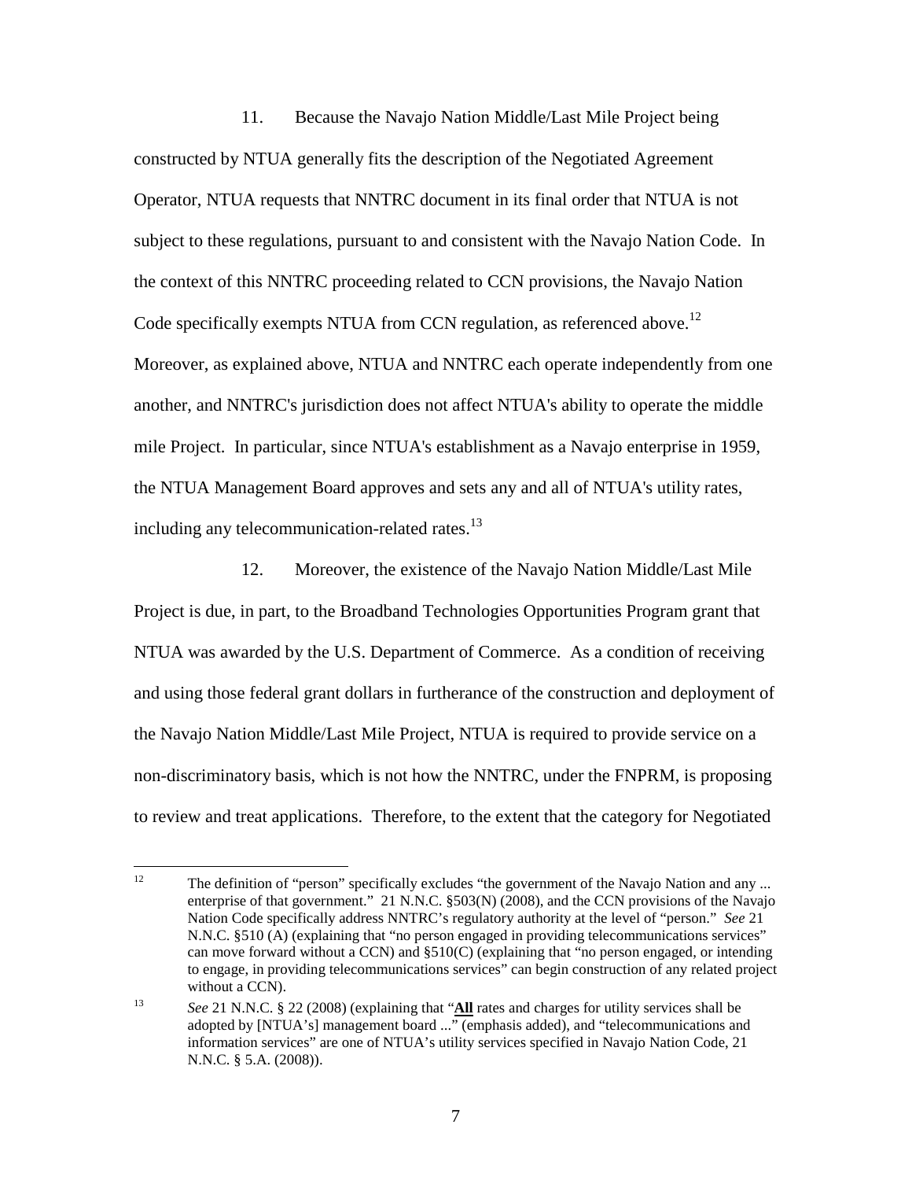11. Because the Navajo Nation Middle/Last Mile Project being constructed by NTUA generally fits the description of the Negotiated Agreement Operator, NTUA requests that NNTRC document in its final order that NTUA is not subject to these regulations, pursuant to and consistent with the Navajo Nation Code. In the context of this NNTRC proceeding related to CCN provisions, the Navajo Nation Code specifically exempts NTUA from CCN regulation, as referenced above.[12] Moreover, as explained above, NTUA and NNTRC each operate independently from one another, and NNTRC's jurisdiction does not affect NTUA's ability to operate the middle mile Project. In particular, since NTUA's establishment as a Navajo enterprise in 1959, the NTUA Management Board approves and sets any and all of NTUA's utility rates, including any telecommunication-related rates.[13]

12. Moreover, the existence of the Navajo Nation Middle/Last Mile Project is due, in part, to the Broadband Technologies Opportunities Program grant that NTUA was awarded by the U.S. Department of Commerce. As a condition of receiving and using those federal grant dollars in furtherance of the construction and deployment of the Navajo Nation Middle/Last Mile Project, NTUA is required to provide service on a non-discriminatory basis, which is not how the NNTRC, under the FNPRM, is proposing to review and treat applications. Therefore, to the extent that the category for Negotiated

---

[12] The definition of "person" specifically excludes "the government of the Navajo Nation and any ... enterprise of that government." 21 N.N.C. §503(N) (2008), and the CCN provisions of the Navajo Nation Code specifically address NNTRC's regulatory authority at the level of "person." *See* 21 N.N.C. §510 (A) (explaining that "no person engaged in providing telecommunications services" can move forward without a CCN) and §510(C) (explaining that "no person engaged, or intending to engage, in providing telecommunications services" can begin construction of any related project without a CCN).

[13] *See* 21 N.N.C. § 22 (2008) (explaining that "**All** rates and charges for utility services shall be adopted by [NTUA's] management board ..." (emphasis added), and "telecommunications and information services" are one of NTUA's utility services specified in Navajo Nation Code, 21 N.N.C. § 5.A. (2008)).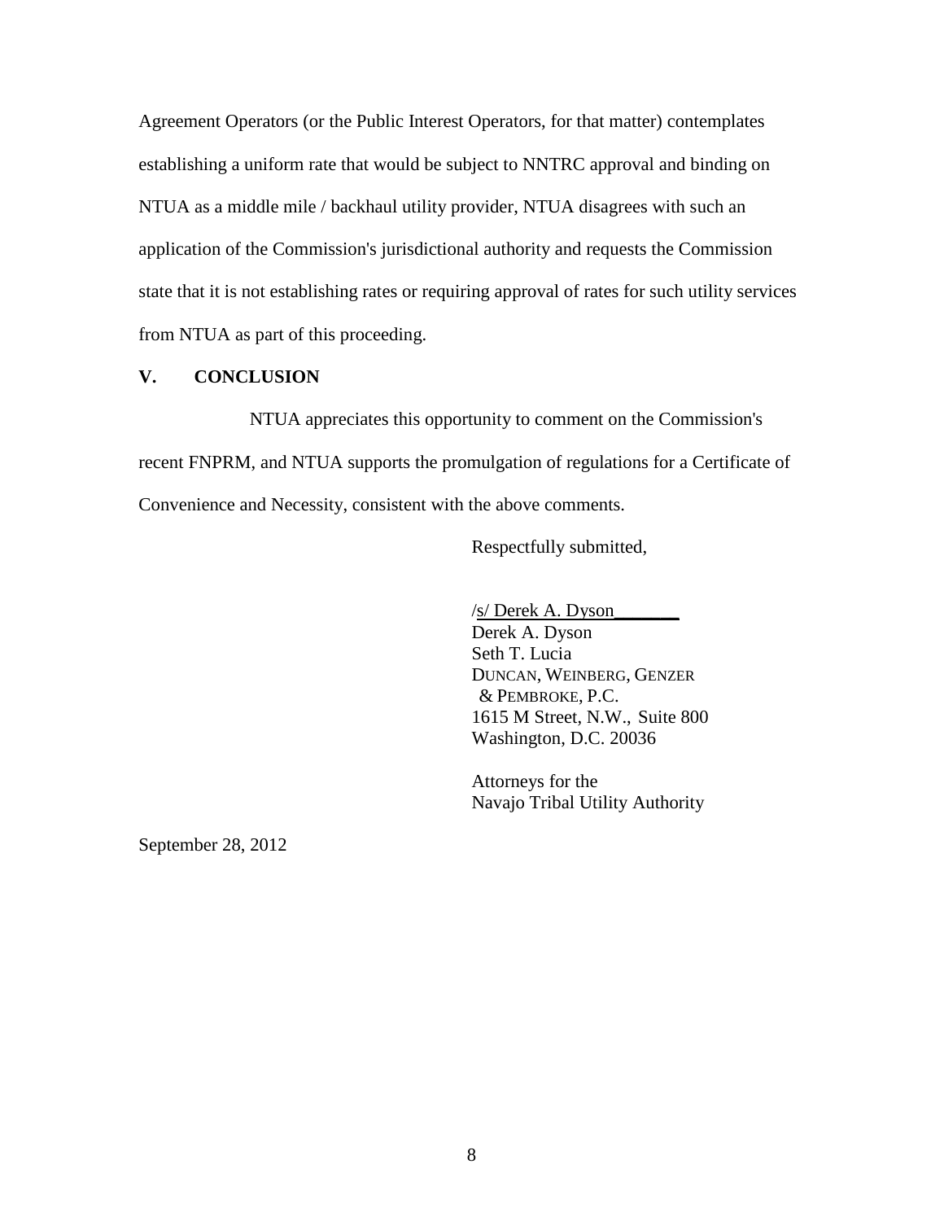Agreement Operators (or the Public Interest Operators, for that matter) contemplates establishing a uniform rate that would be subject to NNTRC approval and binding on NTUA as a middle mile / backhaul utility provider, NTUA disagrees with such an application of the Commission's jurisdictional authority and requests the Commission state that it is not establishing rates or requiring approval of rates for such utility services from NTUA as part of this proceeding.

## V. CONCLUSION

NTUA appreciates this opportunity to comment on the Commission's recent FNPRM, and NTUA supports the promulgation of regulations for a Certificate of Convenience and Necessity, consistent with the above comments.

Respectfully submitted,

/s/ Derek A. Dyson
Derek A. Dyson
Seth T. Lucia
DUNCAN, WEINBERG, GENZER & PEMBROKE, P.C.
1615 M Street, N.W., Suite 800
Washington, D.C. 20036

Attorneys for the
Navajo Tribal Utility Authority

September 28, 2012